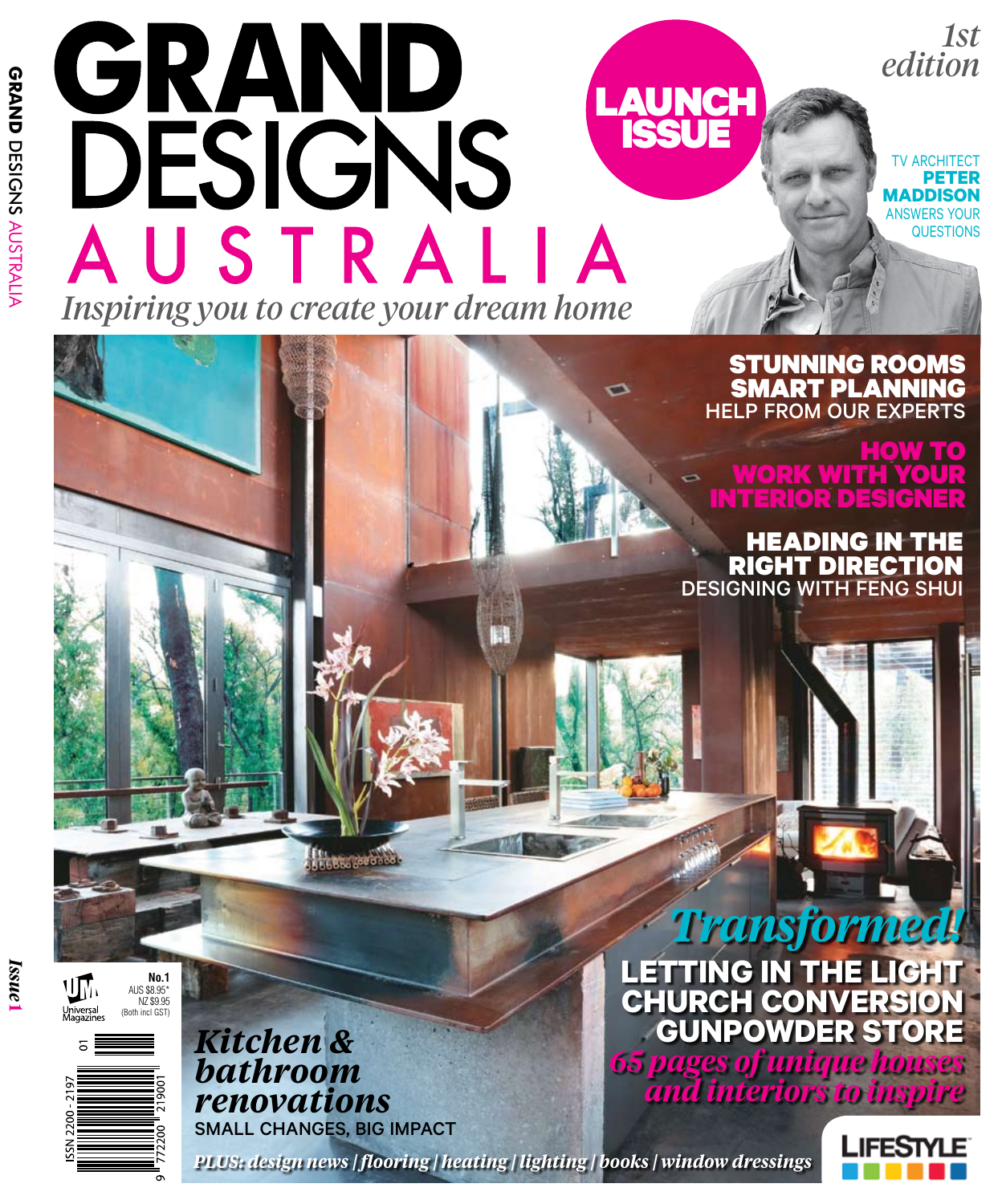# GRAND DESIGNS AUSTRALIA

*Inspiring you to create your dream home*

**LAUNCH ISSUE**

*1st edition*

TV ARCHITECT **PETER MADDISON** ANSWERS YOUR QUESTIONS

**STUNNING ROOMS SMART PLANNING**
HELP FROM OUR EXPERTS

**HOW TO WORK WITH YOUR INTERIOR DESIGNER**

**HEADING IN THE RIGHT DIRECTION**
DESIGNING WITH FENG SHUI

***Transformed!***

**LETTING IN THE LIGHT**
**CHURCH CONVERSION**
**GUNPOWDER STORE**

***65 pages of unique houses and interiors to inspire***

***Kitchen & bathroom renovations***
SMALL CHANGES, BIG IMPACT

***PLUS: design news | flooring | heating | lighting | books | window dressings***

Universal Magazines

**No.1**
AUS $8.95*
NZ $9.95
(Both incl GST)

ISSN 2200-2197

LIFESTYLE

GRAND DESIGNS AUSTRALIA

*Issue* **1**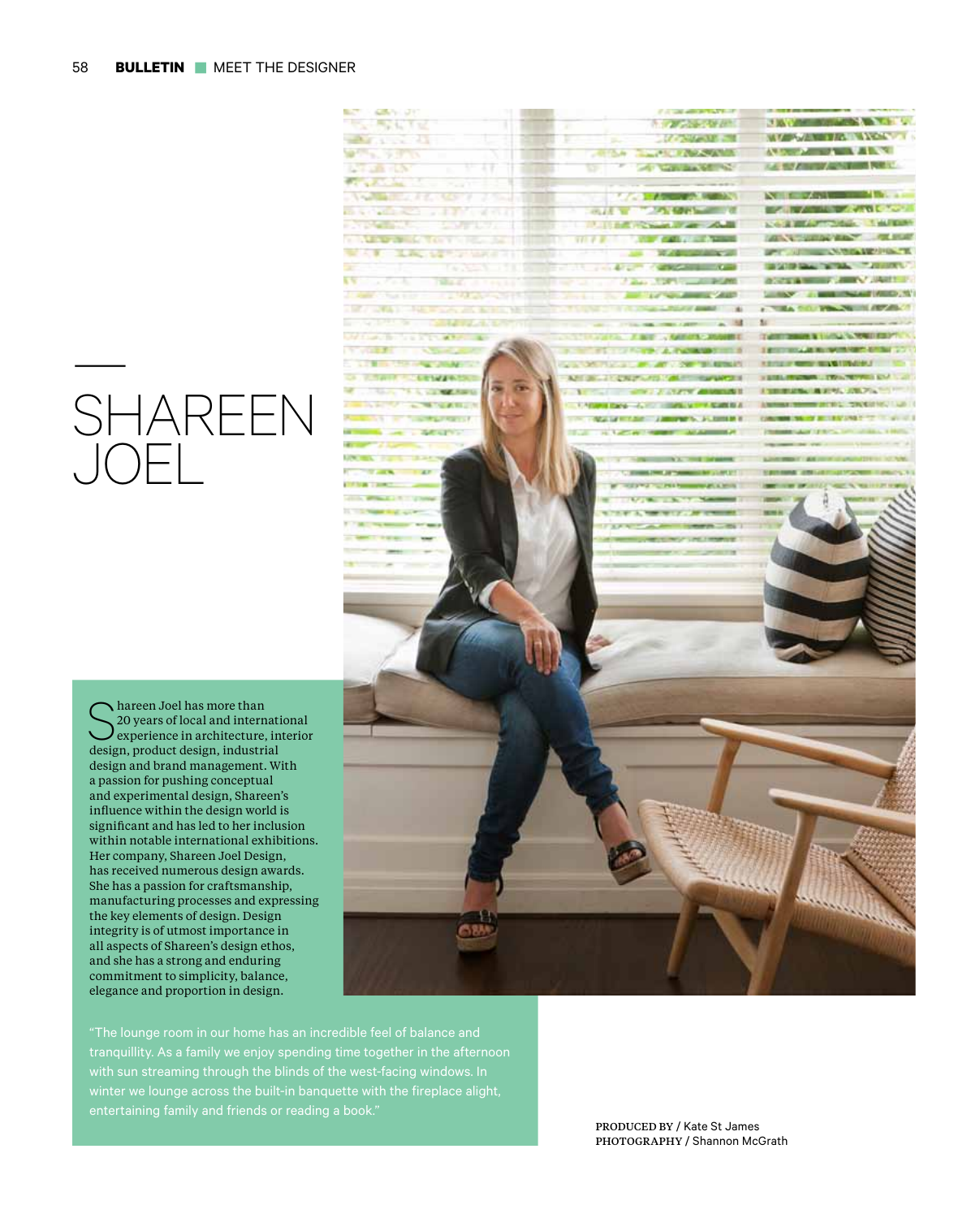# SHAREEN JOEL

Shareen Joel has more than 20 years of local and international experience in architecture, interior design, product design, industrial design and brand management. With a passion for pushing conceptual and experimental design, Shareen's influence within the design world is significant and has led to her inclusion within notable international exhibitions. Her company, Shareen Joel Design, has received numerous design awards. She has a passion for craftsmanship, manufacturing processes and expressing the key elements of design. Design integrity is of utmost importance in all aspects of Shareen's design ethos, and she has a strong and enduring commitment to simplicity, balance, elegance and proportion in design.

"The lounge room in our home has an incredible feel of balance and tranquillity. As a family we enjoy spending time together in the afternoon with sun streaming through the blinds of the west-facing windows. In winter we lounge across the built-in banquette with the fireplace alight, entertaining family and friends or reading a book."

**PRODUCED BY** / Kate St James
**PHOTOGRAPHY** / Shannon McGrath